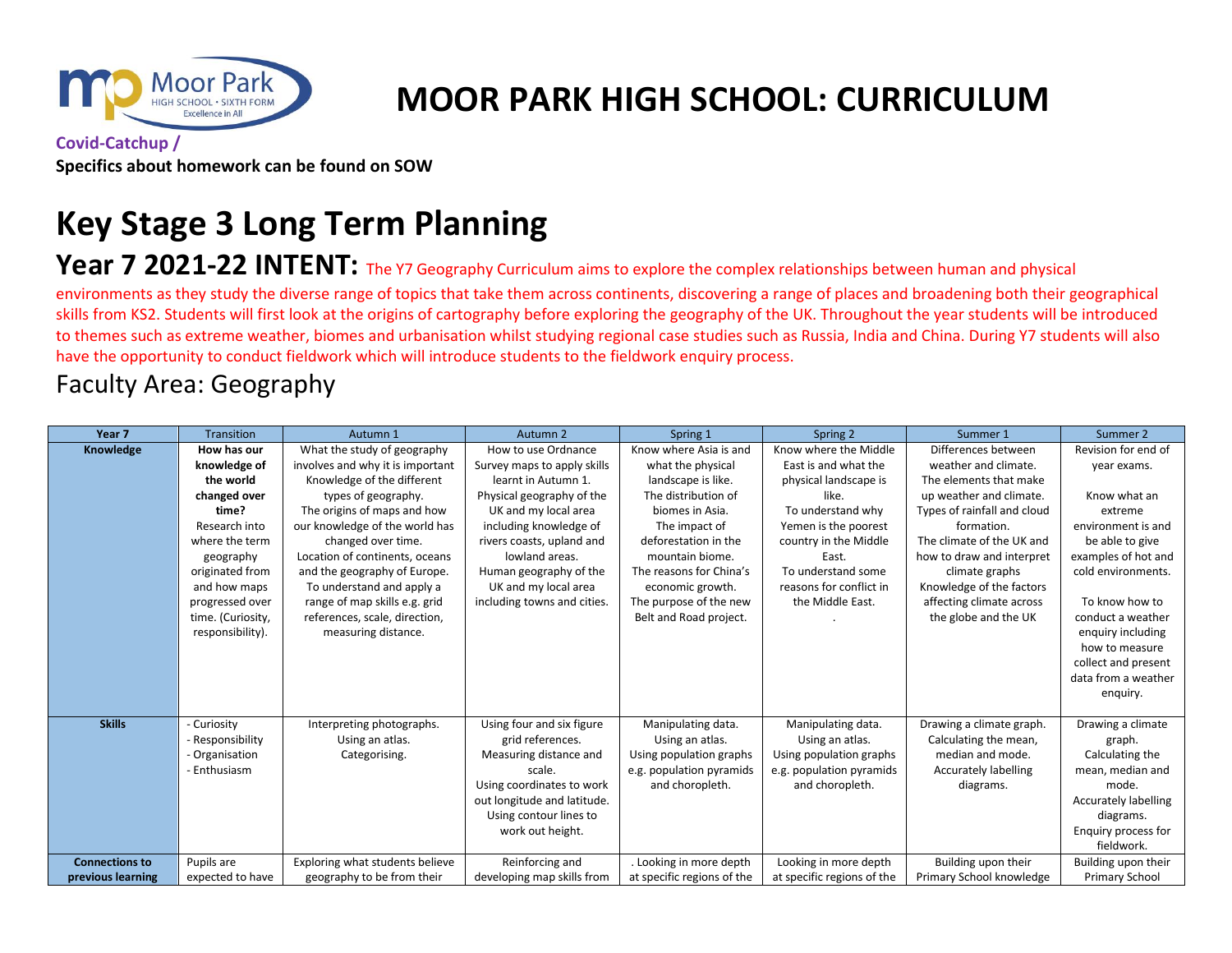# MOOR PARK HIGH SCHOOL: CURRICULUM

**Covid-Catchup /**

**Specifics about homework can be found on SOW**

# Key Stage 3 Long Term Planning

## Year 7 2021-22 INTENT:

The Y7 Geography Curriculum aims to explore the complex relationships between human and physical environments as they study the diverse range of topics that take them across continents, discovering a range of places and broadening both their geographical skills from KS2. Students will first look at the origins of cartography before exploring the geography of the UK. Throughout the year students will be introduced to themes such as extreme weather, biomes and urbanisation whilst studying regional case studies such as Russia, India and China. During Y7 students will also have the opportunity to conduct fieldwork which will introduce students to the fieldwork enquiry process.

## Faculty Area: Geography

| Year 7 | Transition | Autumn 1 | Autumn 2 | Spring 1 | Spring 2 | Summer 1 | Summer 2 |
|---|---|---|---|---|---|---|---|
| **Knowledge** | **How has our knowledge of the world changed over time?** Research into where the term geography originated from and how maps progressed over time. (Curiosity, responsibility). | What the study of geography involves and why it is important Knowledge of the different types of geography. The origins of maps and how our knowledge of the world has changed over time. Location of continents, oceans and the geography of Europe. To understand and apply a range of map skills e.g. grid references, scale, direction, measuring distance. | How to use Ordnance Survey maps to apply skills learnt in Autumn 1. Physical geography of the UK and my local area including knowledge of rivers coasts, upland and lowland areas. Human geography of the UK and my local area including towns and cities. | Know where Asia is and what the physical landscape is like. The distribution of biomes in Asia. The impact of deforestation in the mountain biome. The reasons for China's economic growth. The purpose of the new Belt and Road project. | Know where the Middle East is and what the physical landscape is like. To understand why Yemen is the poorest country in the Middle East. To understand some reasons for conflict in the Middle East. . | Differences between weather and climate. The elements that make up weather and climate. Types of rainfall and cloud formation. The climate of the UK and how to draw and interpret climate graphs Knowledge of the factors affecting climate across the globe and the UK | Revision for end of year exams. Know what an extreme environment is and be able to give examples of hot and cold environments. To know how to conduct a weather enquiry including how to measure collect and present data from a weather enquiry. |
| **Skills** | - Curiosity<br>- Responsibility<br>- Organisation<br>- Enthusiasm | Interpreting photographs. Using an atlas. Categorising. | Using four and six figure grid references. Measuring distance and scale. Using coordinates to work out longitude and latitude. Using contour lines to work out height. | Manipulating data. Using an atlas. Using population graphs e.g. population pyramids and choropleth. | Manipulating data. Using an atlas. Using population graphs e.g. population pyramids and choropleth. | Drawing a climate graph. Calculating the mean, median and mode. Accurately labelling diagrams. | Drawing a climate graph. Calculating the mean, median and mode. Accurately labelling diagrams. Enquiry process for fieldwork. |
| **Connections to previous learning** | Pupils are expected to have | Exploring what students believe geography to be from their | Reinforcing and developing map skills from | . Looking in more depth at specific regions of the | Looking in more depth at specific regions of the | Building upon their Primary School knowledge | Building upon their Primary School |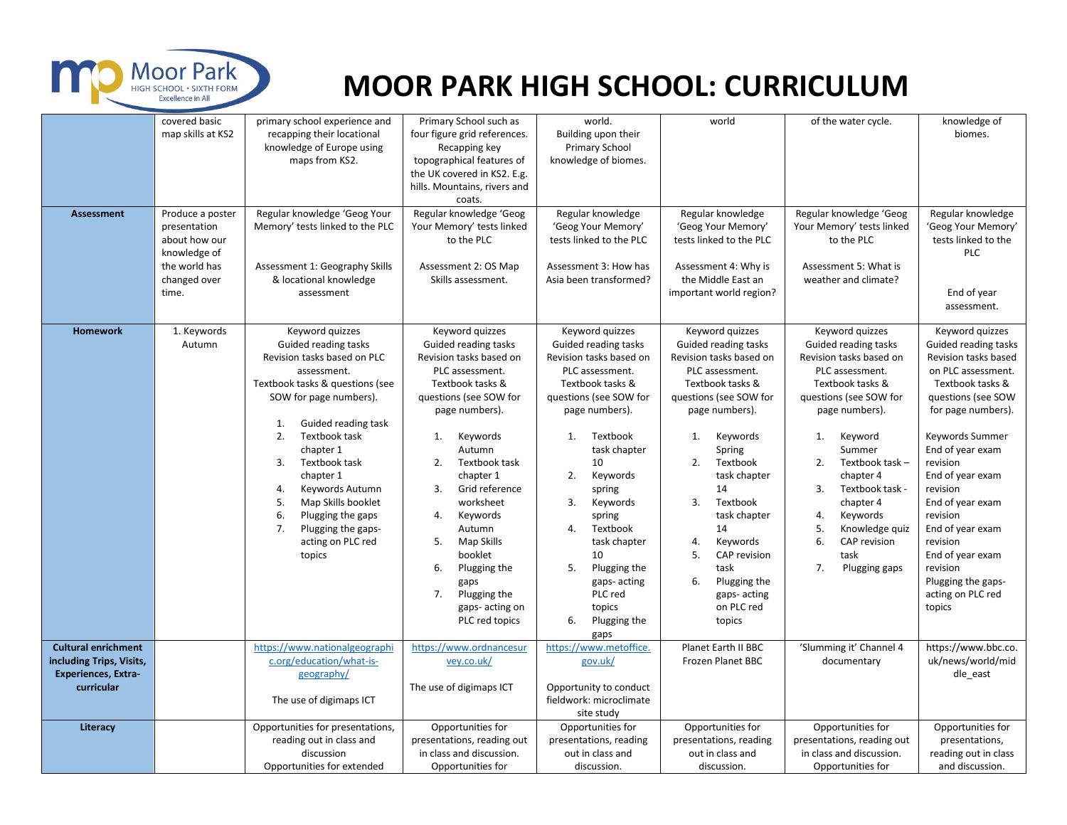# MOOR PARK HIGH SCHOOL: CURRICULUM

| | | | | | | | |
|---|---|---|---|---|---|---|---|
| | covered basic map skills at KS2 | primary school experience and recapping their locational knowledge of Europe using maps from KS2. | Primary School such as four figure grid references. Recapping key topographical features of the UK covered in KS2. E.g. hills. Mountains, rivers and coats. | world. Building upon their Primary School knowledge of biomes. | world | of the water cycle. | knowledge of biomes. |
| **Assessment** | Produce a poster presentation about how our knowledge of the world has changed over time. | Regular knowledge 'Geog Your Memory' tests linked to the PLC<br><br>Assessment 1: Geography Skills & locational knowledge assessment | Regular knowledge 'Geog Your Memory' tests linked to the PLC<br><br>Assessment 2: OS Map Skills assessment. | Regular knowledge 'Geog Your Memory' tests linked to the PLC<br><br>Assessment 3: How has Asia been transformed? | Regular knowledge 'Geog Your Memory' tests linked to the PLC<br><br>Assessment 4: Why is the Middle East an important world region? | Regular knowledge 'Geog Your Memory' tests linked to the PLC<br><br>Assessment 5: What is weather and climate? | Regular knowledge 'Geog Your Memory' tests linked to the PLC<br><br>End of year assessment. |
| **Homework** | 1. Keywords Autumn | Keyword quizzes<br>Guided reading tasks<br>Revision tasks based on PLC assessment.<br>Textbook tasks & questions (see SOW for page numbers).<br><br>1. Guided reading task<br>2. Textbook task chapter 1<br>3. Textbook task chapter 1<br>4. Keywords Autumn<br>5. Map Skills booklet<br>6. Plugging the gaps<br>7. Plugging the gaps- acting on PLC red topics | Keyword quizzes<br>Guided reading tasks<br>Revision tasks based on PLC assessment.<br>Textbook tasks & questions (see SOW for page numbers).<br><br>1. Keywords Autumn<br>2. Textbook task chapter 1<br>3. Grid reference worksheet<br>4. Keywords Autumn<br>5. Map Skills booklet<br>6. Plugging the gaps<br>7. Plugging the gaps- acting on PLC red topics | Keyword quizzes<br>Guided reading tasks<br>Revision tasks based on PLC assessment.<br>Textbook tasks & questions (see SOW for page numbers).<br><br>1. Textbook task chapter 10<br>2. Keywords spring<br>3. Keywords spring<br>4. Textbook task chapter 10<br>5. Plugging the gaps- acting PLC red topics<br>6. Plugging the gaps | Keyword quizzes<br>Guided reading tasks<br>Revision tasks based on PLC assessment.<br>Textbook tasks & questions (see SOW for page numbers).<br><br>1. Keywords Spring<br>2. Textbook task chapter 14<br>3. Textbook task chapter 14<br>4. Keywords<br>5. CAP revision task<br>6. Plugging the gaps- acting on PLC red topics | Keyword quizzes<br>Guided reading tasks<br>Revision tasks based on PLC assessment.<br>Textbook tasks & questions (see SOW for page numbers).<br><br>1. Keyword Summer<br>2. Textbook task – chapter 4<br>3. Textbook task - chapter 4<br>4. Keywords<br>5. Knowledge quiz<br>6. CAP revision task<br>7. Plugging gaps | Keyword quizzes<br>Guided reading tasks<br>Revision tasks based on PLC assessment.<br>Textbook tasks & questions (see SOW for page numbers).<br><br>Keywords Summer<br>End of year exam revision<br>End of year exam revision<br>End of year exam revision<br>End of year exam revision<br>End of year exam revision<br>Plugging the gaps- acting on PLC red topics |
| **Cultural enrichment including Trips, Visits, Experiences, Extra-curricular** | | https://www.nationalgeographic.org/education/what-is-geography/<br><br>The use of digimaps ICT | https://www.ordnancesurvey.co.uk/<br><br>The use of digimaps ICT | https://www.metoffice.gov.uk/<br><br>Opportunity to conduct fieldwork: microclimate site study | Planet Earth II BBC<br>Frozen Planet BBC | 'Slumming it' Channel 4 documentary | https://www.bbc.co.uk/news/world/middle_east |
| **Literacy** | | Opportunities for presentations, reading out in class and discussion<br>Opportunities for extended | Opportunities for presentations, reading out in class and discussion.<br>Opportunities for | Opportunities for presentations, reading out in class and discussion. | Opportunities for presentations, reading out in class and discussion. | Opportunities for presentations, reading out in class and discussion.<br>Opportunities for | Opportunities for presentations, reading out in class and discussion. |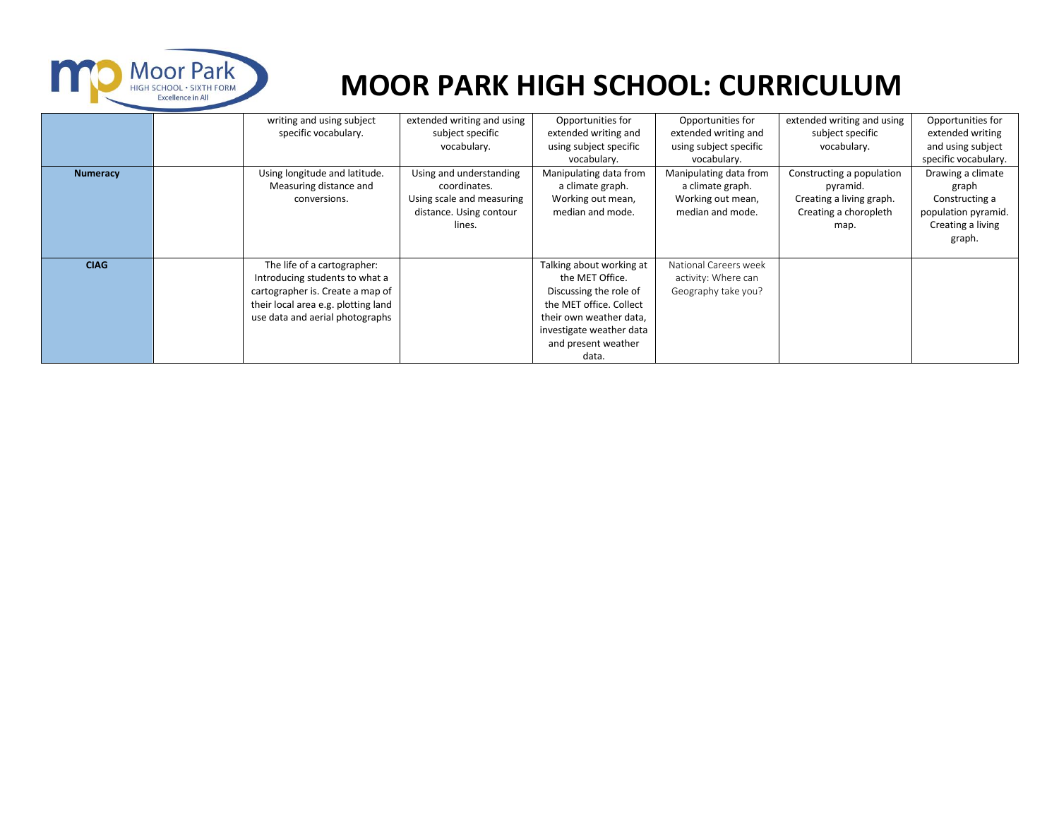# MOOR PARK HIGH SCHOOL: CURRICULUM

| | | | | | | | |
|---|---|---|---|---|---|---|---|
| | | writing and using subject specific vocabulary. | extended writing and using subject specific vocabulary. | Opportunities for extended writing and using subject specific vocabulary. | Opportunities for extended writing and using subject specific vocabulary. | extended writing and using subject specific vocabulary. | Opportunities for extended writing and using subject specific vocabulary. |
| **Numeracy** | | Using longitude and latitude. Measuring distance and conversions. | Using and understanding coordinates. Using scale and measuring distance. Using contour lines. | Manipulating data from a climate graph. Working out mean, median and mode. | Manipulating data from a climate graph. Working out mean, median and mode. | Constructing a population pyramid. Creating a living graph. Creating a choropleth map. | Drawing a climate graph Constructing a population pyramid. Creating a living graph. |
| **CIAG** | | The life of a cartographer: Introducing students to what a cartographer is. Create a map of their local area e.g. plotting land use data and aerial photographs | | Talking about working at the MET Office. Discussing the role of the MET office. Collect their own weather data, investigate weather data and present weather data. | National Careers week activity: Where can Geography take you? | | |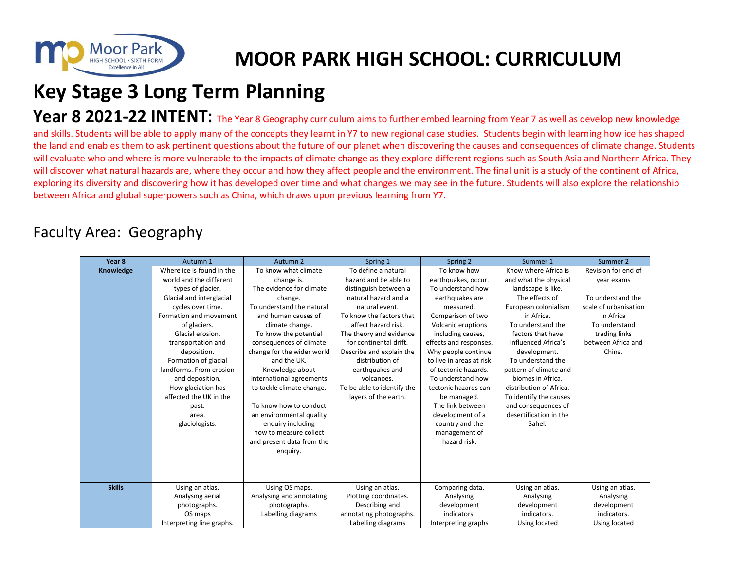# MOOR PARK HIGH SCHOOL: CURRICULUM

# Key Stage 3 Long Term Planning

## Year 8 2021-22 INTENT:

The Year 8 Geography curriculum aims to further embed learning from Year 7 as well as develop new knowledge and skills. Students will be able to apply many of the concepts they learnt in Y7 to new regional case studies. Students begin with learning how ice has shaped the land and enables them to ask pertinent questions about the future of our planet when discovering the causes and consequences of climate change. Students will evaluate who and where is more vulnerable to the impacts of climate change as they explore different regions such as South Asia and Northern Africa. They will discover what natural hazards are, where they occur and how they affect people and the environment. The final unit is a study of the continent of Africa, exploring its diversity and discovering how it has developed over time and what changes we may see in the future. Students will also explore the relationship between Africa and global superpowers such as China, which draws upon previous learning from Y7.

## Faculty Area: Geography

| Year 8 | Autumn 1 | Autumn 2 | Spring 1 | Spring 2 | Summer 1 | Summer 2 |
|---|---|---|---|---|---|---|
| **Knowledge** | Where ice is found in the world and the different types of glacier.<br>Glacial and interglacial cycles over time.<br>Formation and movement of glaciers.<br>Glacial erosion, transportation and deposition.<br>Formation of glacial landforms. From erosion and deposition.<br>How glaciation has affected the UK in the past.<br>area.<br>glaciologists. | To know what climate change is.<br>The evidence for climate change.<br>To understand the natural and human causes of climate change.<br>To know the potential consequences of climate change for the wider world and the UK.<br>Knowledge about international agreements to tackle climate change.<br><br>To know how to conduct an environmental quality enquiry including how to measure collect and present data from the enquiry. | To define a natural hazard and be able to distinguish between a natural hazard and a natural event.<br>To know the factors that affect hazard risk.<br>The theory and evidence for continental drift.<br>Describe and explain the distribution of earthquakes and volcanoes.<br>To be able to identify the layers of the earth. | To know how earthquakes, occur.<br>To understand how earthquakes are measured.<br>Comparison of two Volcanic eruptions including causes, effects and responses.<br>Why people continue to live in areas at risk of tectonic hazards.<br>To understand how tectonic hazards can be managed.<br>The link between development of a country and the management of hazard risk. | Know where Africa is and what the physical landscape is like.<br>The effects of European colonialism in Africa.<br>To understand the factors that have influenced Africa's development.<br>To understand the pattern of climate and biomes in Africa.<br>distribution of Africa.<br>To identify the causes and consequences of desertification in the Sahel. | Revision for end of year exams<br><br>To understand the scale of urbanisation in Africa<br>To understand trading links between Africa and China. |
| **Skills** | Using an atlas.<br>Analysing aerial photographs.<br>OS maps<br>Interpreting line graphs. | Using OS maps.<br>Analysing and annotating photographs.<br>Labelling diagrams | Using an atlas.<br>Plotting coordinates.<br>Describing and annotating photographs.<br>Labelling diagrams | Comparing data.<br>Analysing development indicators.<br>Interpreting graphs | Using an atlas.<br>Analysing development indicators.<br>Using located | Using an atlas.<br>Analysing development indicators.<br>Using located |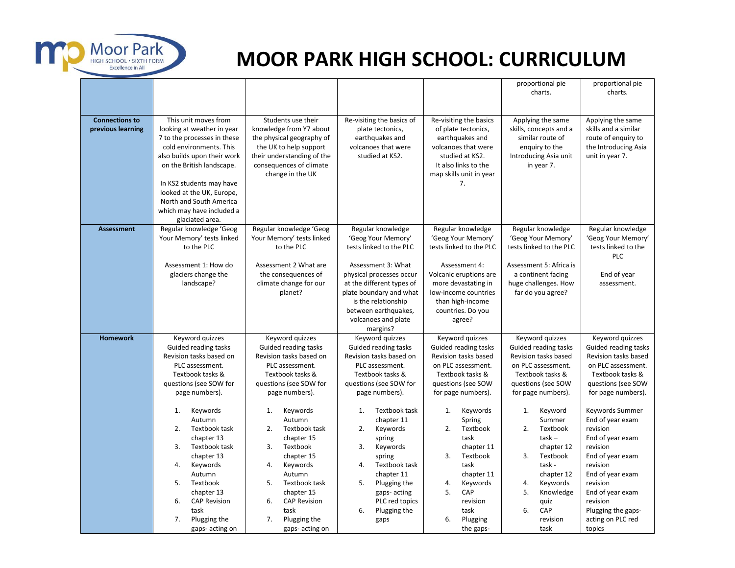# MOOR PARK HIGH SCHOOL: CURRICULUM

| | | | | | | |
|---|---|---|---|---|---|---|
| | | | | | proportional pie charts. | proportional pie charts. |
| **Connections to previous learning** | This unit moves from looking at weather in year 7 to the processes in these cold environments. This also builds upon their work on the British landscape.<br><br>In KS2 students may have looked at the UK, Europe, North and South America which may have included a glaciated area. | Students use their knowledge from Y7 about the physical geography of the UK to help support their understanding of the consequences of climate change in the UK | Re-visiting the basics of plate tectonics, earthquakes and volcanoes that were studied at KS2. | Re-visiting the basics of plate tectonics, earthquakes and volcanoes that were studied at KS2.<br>It also links to the map skills unit in year 7. | Applying the same skills, concepts and a similar route of enquiry to the Introducing Asia unit in year 7. | Applying the same skills and a similar route of enquiry to the Introducing Asia unit in year 7. |
| **Assessment** | Regular knowledge 'Geog Your Memory' tests linked to the PLC<br><br>Assessment 1: How do glaciers change the landscape? | Regular knowledge 'Geog Your Memory' tests linked to the PLC<br><br>Assessment 2 What are the consequences of climate change for our planet? | Regular knowledge 'Geog Your Memory' tests linked to the PLC<br><br>Assessment 3: What physical processes occur at the different types of plate boundary and what is the relationship between earthquakes, volcanoes and plate margins? | Regular knowledge 'Geog Your Memory' tests linked to the PLC<br><br>Assessment 4: Volcanic eruptions are more devastating in low-income countries than high-income countries. Do you agree? | Regular knowledge 'Geog Your Memory' tests linked to the PLC<br><br>Assessment 5: Africa is a continent facing huge challenges. How far do you agree? | Regular knowledge 'Geog Your Memory' tests linked to the PLC<br><br>End of year assessment. |
| **Homework** | Keyword quizzes<br>Guided reading tasks<br>Revision tasks based on PLC assessment.<br>Textbook tasks & questions (see SOW for page numbers).<br><br>1. Keywords Autumn<br>2. Textbook task chapter 13<br>3. Textbook task chapter 13<br>4. Keywords Autumn<br>5. Textbook chapter 13<br>6. CAP Revision task<br>7. Plugging the gaps- acting on | Keyword quizzes<br>Guided reading tasks<br>Revision tasks based on PLC assessment.<br>Textbook tasks & questions (see SOW for page numbers).<br><br>1. Keywords Autumn<br>2. Textbook task chapter 15<br>3. Textbook chapter 15<br>4. Keywords Autumn<br>5. Textbook task chapter 15<br>6. CAP Revision task<br>7. Plugging the gaps- acting on | Keyword quizzes<br>Guided reading tasks<br>Revision tasks based on PLC assessment.<br>Textbook tasks & questions (see SOW for page numbers).<br><br>1. Textbook task chapter 11<br>2. Keywords spring<br>3. Keywords spring<br>4. Textbook task chapter 11<br>5. Plugging the gaps- acting PLC red topics<br>6. Plugging the gaps | Keyword quizzes<br>Guided reading tasks<br>Revision tasks based on PLC assessment.<br>Textbook tasks & questions (see SOW for page numbers).<br><br>1. Keywords Spring<br>2. Textbook task chapter 11<br>3. Textbook task chapter 11<br>4. Keywords<br>5. CAP revision task<br>6. Plugging the gaps- | Keyword quizzes<br>Guided reading tasks<br>Revision tasks based on PLC assessment.<br>Textbook tasks & questions (see SOW for page numbers).<br><br>1. Keyword Summer<br>2. Textbook task – chapter 12<br>3. Textbook task - chapter 12<br>4. Keywords<br>5. Knowledge quiz<br>6. CAP revision task | Keyword quizzes<br>Guided reading tasks<br>Revision tasks based on PLC assessment.<br>Textbook tasks & questions (see SOW for page numbers).<br><br>Keywords Summer<br>End of year exam revision<br>End of year exam revision<br>End of year exam revision<br>End of year exam revision<br>End of year exam revision<br>Plugging the gaps- acting on PLC red topics |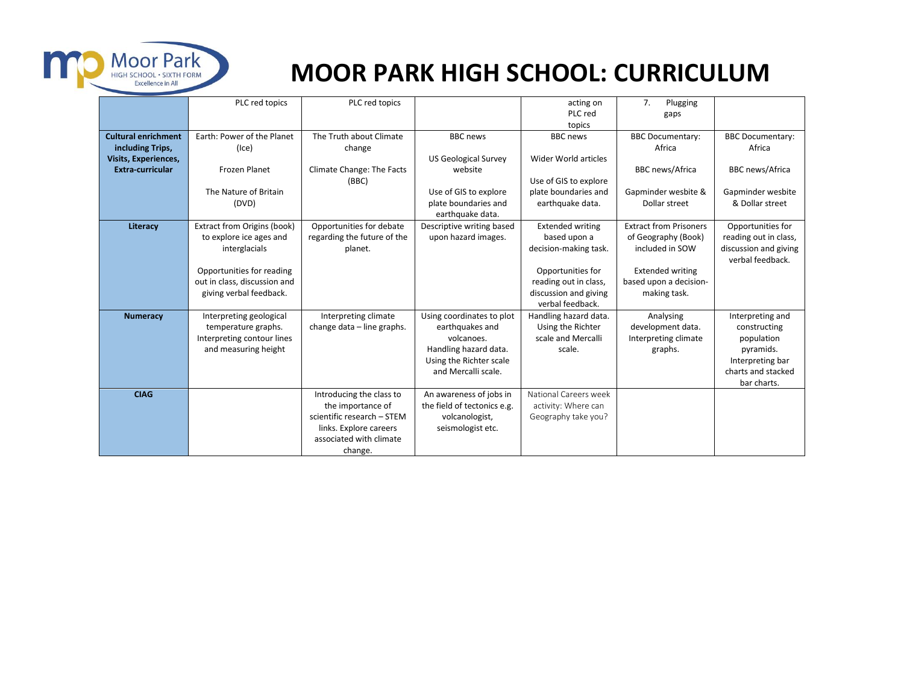# MOOR PARK HIGH SCHOOL: CURRICULUM

| | | | | | | |
|---|---|---|---|---|---|---|
| | PLC red topics | PLC red topics | | acting on PLC red topics | 7. Plugging gaps | |
| **Cultural enrichment including Trips, Visits, Experiences, Extra-curricular** | Earth: Power of the Planet (Ice)<br><br>Frozen Planet<br><br>The Nature of Britain (DVD) | The Truth about Climate change<br><br>Climate Change: The Facts (BBC) | BBC news<br><br>US Geological Survey website<br><br>Use of GIS to explore plate boundaries and earthquake data. | BBC news<br><br>Wider World articles<br><br>Use of GIS to explore plate boundaries and earthquake data. | BBC Documentary: Africa<br><br>BBC news/Africa<br><br>Gapminder wesbite & Dollar street | BBC Documentary: Africa<br><br>BBC news/Africa<br><br>Gapminder wesbite & Dollar street |
| **Literacy** | Extract from Origins (book) to explore ice ages and interglacials<br><br>Opportunities for reading out in class, discussion and giving verbal feedback. | Opportunities for debate regarding the future of the planet. | Descriptive writing based upon hazard images. | Extended writing based upon a decision-making task.<br><br>Opportunities for reading out in class, discussion and giving verbal feedback. | Extract from Prisoners of Geography (Book) included in SOW<br><br>Extended writing based upon a decision-making task. | Opportunities for reading out in class, discussion and giving verbal feedback. |
| **Numeracy** | Interpreting geological temperature graphs. Interpreting contour lines and measuring height | Interpreting climate change data – line graphs. | Using coordinates to plot earthquakes and volcanoes. Handling hazard data. Using the Richter scale and Mercalli scale. | Handling hazard data. Using the Richter scale and Mercalli scale. | Analysing development data. Interpreting climate graphs. | Interpreting and constructing population pyramids. Interpreting bar charts and stacked bar charts. |
| **CIAG** | | Introducing the class to the importance of scientific research – STEM links. Explore careers associated with climate change. | An awareness of jobs in the field of tectonics e.g. volcanologist, seismologist etc. | National Careers week activity: Where can Geography take you? | | |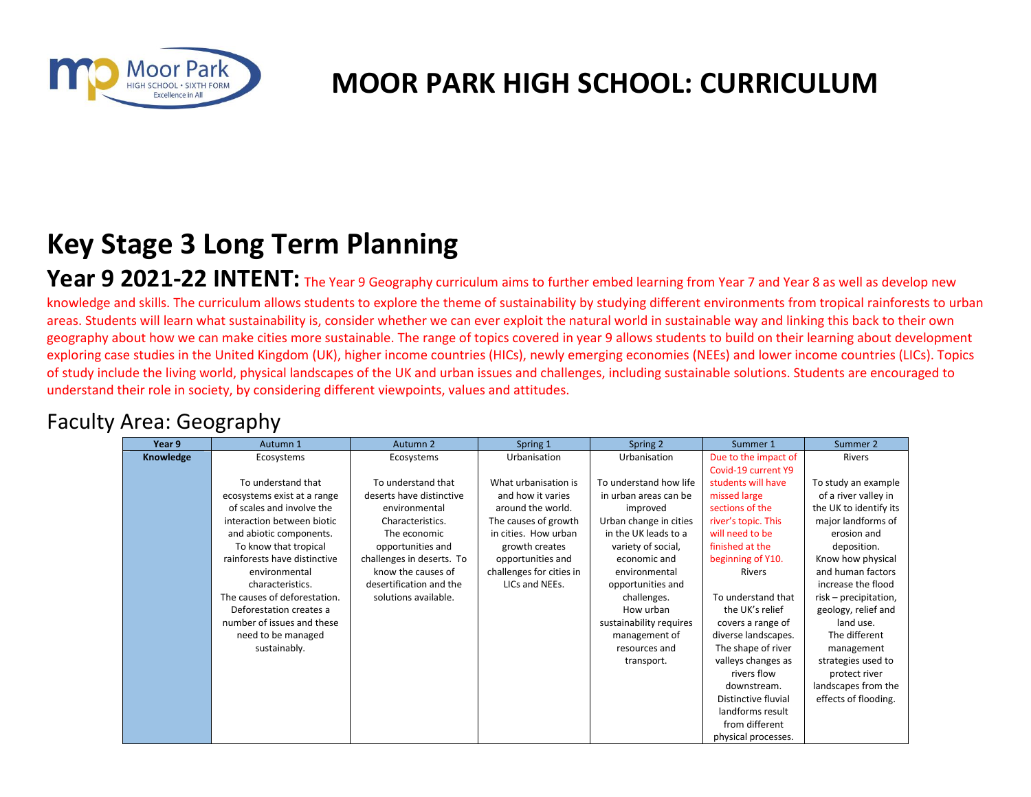# MOOR PARK HIGH SCHOOL: CURRICULUM

# Key Stage 3 Long Term Planning

## Year 9 2021-22 INTENT: The Year 9 Geography curriculum aims to further embed learning from Year 7 and Year 8 as well as develop new knowledge and skills. The curriculum allows students to explore the theme of sustainability by studying different environments from tropical rainforests to urban areas. Students will learn what sustainability is, consider whether we can ever exploit the natural world in sustainable way and linking this back to their own geography about how we can make cities more sustainable. The range of topics covered in year 9 allows students to build on their learning about development exploring case studies in the United Kingdom (UK), higher income countries (HICs), newly emerging economies (NEEs) and lower income countries (LICs). Topics of study include the living world, physical landscapes of the UK and urban issues and challenges, including sustainable solutions. Students are encouraged to understand their role in society, by considering different viewpoints, values and attitudes.

## Faculty Area: Geography

| Year 9 | Autumn 1 | Autumn 2 | Spring 1 | Spring 2 | Summer 1 | Summer 2 |
|---|---|---|---|---|---|---|
| **Knowledge** | Ecosystems<br><br>To understand that ecosystems exist at a range of scales and involve the interaction between biotic and abiotic components.<br>To know that tropical rainforests have distinctive environmental characteristics.<br>The causes of deforestation.<br>Deforestation creates a number of issues and these need to be managed sustainably. | Ecosystems<br><br>To understand that deserts have distinctive environmental Characteristics.<br>The economic opportunities and challenges in deserts. To know the causes of desertification and the solutions available. | Urbanisation<br><br>What urbanisation is and how it varies around the world.<br>The causes of growth in cities. How urban growth creates opportunities and challenges for cities in LICs and NEEs. | Urbanisation<br><br>To understand how life in urban areas can be improved<br>Urban change in cities in the UK leads to a variety of social, economic and environmental opportunities and challenges.<br>How urban sustainability requires management of resources and transport. | Due to the impact of Covid-19 current Y9 students will have missed large sections of the river's topic. This will need to be finished at the beginning of Y10.<br>Rivers<br><br>To understand that the UK's relief covers a range of diverse landscapes.<br>The shape of river valleys changes as rivers flow downstream.<br>Distinctive fluvial landforms result from different physical processes. | Rivers<br><br>To study an example of a river valley in the UK to identify its major landforms of erosion and deposition.<br>Know how physical and human factors increase the flood risk – precipitation, geology, relief and land use.<br>The different management strategies used to protect river landscapes from the effects of flooding. |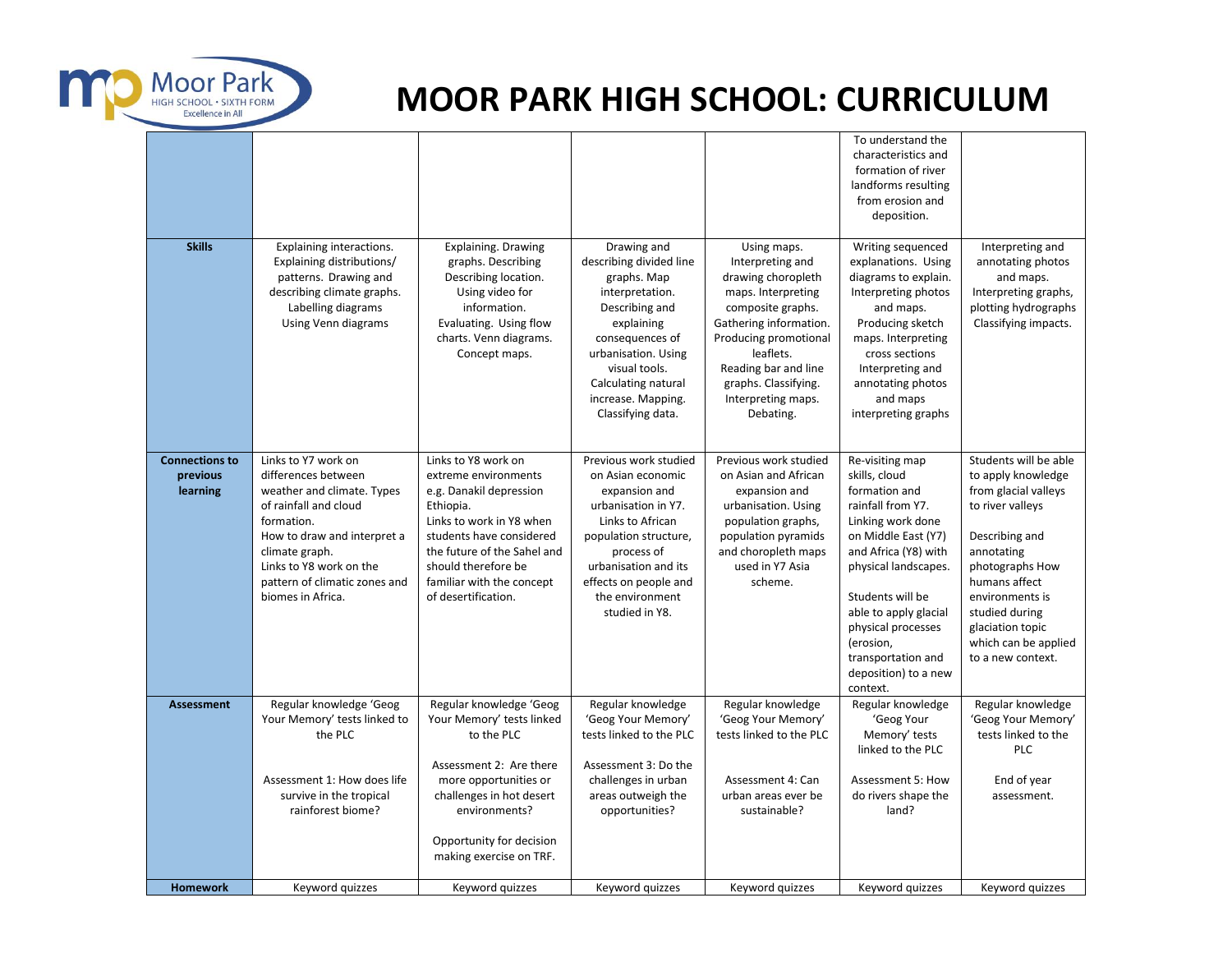# MOOR PARK HIGH SCHOOL: CURRICULUM

| | | | | | | |
|---|---|---|---|---|---|---|
| | | | | | To understand the characteristics and formation of river landforms resulting from erosion and deposition. | |
| **Skills** | Explaining interactions. Explaining distributions/ patterns. Drawing and describing climate graphs. Labelling diagrams Using Venn diagrams | Explaining. Drawing graphs. Describing location. Using video for information. Evaluating. Using flow charts. Venn diagrams. Concept maps. | Drawing and describing divided line graphs. Map interpretation. Describing and explaining consequences of urbanisation. Using visual tools. Calculating natural increase. Mapping. Classifying data. | Using maps. Interpreting and drawing choropleth maps. Interpreting composite graphs. Gathering information. Producing promotional leaflets. Reading bar and line graphs. Classifying. Interpreting maps. Debating. | Writing sequenced explanations. Using diagrams to explain. Interpreting photos and maps. Producing sketch maps. Interpreting cross sections Interpreting and annotating photos and maps interpreting graphs | Interpreting and annotating photos and maps. Interpreting graphs, plotting hydrographs Classifying impacts. |
| **Connections to previous learning** | Links to Y7 work on differences between weather and climate. Types of rainfall and cloud formation. How to draw and interpret a climate graph. Links to Y8 work on the pattern of climatic zones and biomes in Africa. | Links to Y8 work on extreme environments e.g. Danakil depression Ethiopia. Links to work in Y8 when students have considered the future of the Sahel and should therefore be familiar with the concept of desertification. | Previous work studied on Asian economic expansion and urbanisation in Y7. Links to African population structure, process of urbanisation and its effects on people and the environment studied in Y8. | Previous work studied on Asian and African expansion and urbanisation. Using population graphs, population pyramids and choropleth maps used in Y7 Asia scheme. | Re-visiting map skills, cloud formation and rainfall from Y7. Linking work done on Middle East (Y7) and Africa (Y8) with physical landscapes.<br><br>Students will be able to apply glacial physical processes (erosion, transportation and deposition) to a new context. | Students will be able to apply knowledge from glacial valleys to river valleys<br><br>Describing and annotating photographs How humans affect environments is studied during glaciation topic which can be applied to a new context. |
| **Assessment** | Regular knowledge 'Geog Your Memory' tests linked to the PLC<br><br>Assessment 1: How does life survive in the tropical rainforest biome? | Regular knowledge 'Geog Your Memory' tests linked to the PLC<br><br>Assessment 2: Are there more opportunities or challenges in hot desert environments?<br><br>Opportunity for decision making exercise on TRF. | Regular knowledge 'Geog Your Memory' tests linked to the PLC<br><br>Assessment 3: Do the challenges in urban areas outweigh the opportunities? | Regular knowledge 'Geog Your Memory' tests linked to the PLC<br><br>Assessment 4: Can urban areas ever be sustainable? | Regular knowledge 'Geog Your Memory' tests linked to the PLC<br><br>Assessment 5: How do rivers shape the land? | Regular knowledge 'Geog Your Memory' tests linked to the PLC<br><br>End of year assessment. |
| **Homework** | Keyword quizzes | Keyword quizzes | Keyword quizzes | Keyword quizzes | Keyword quizzes | Keyword quizzes |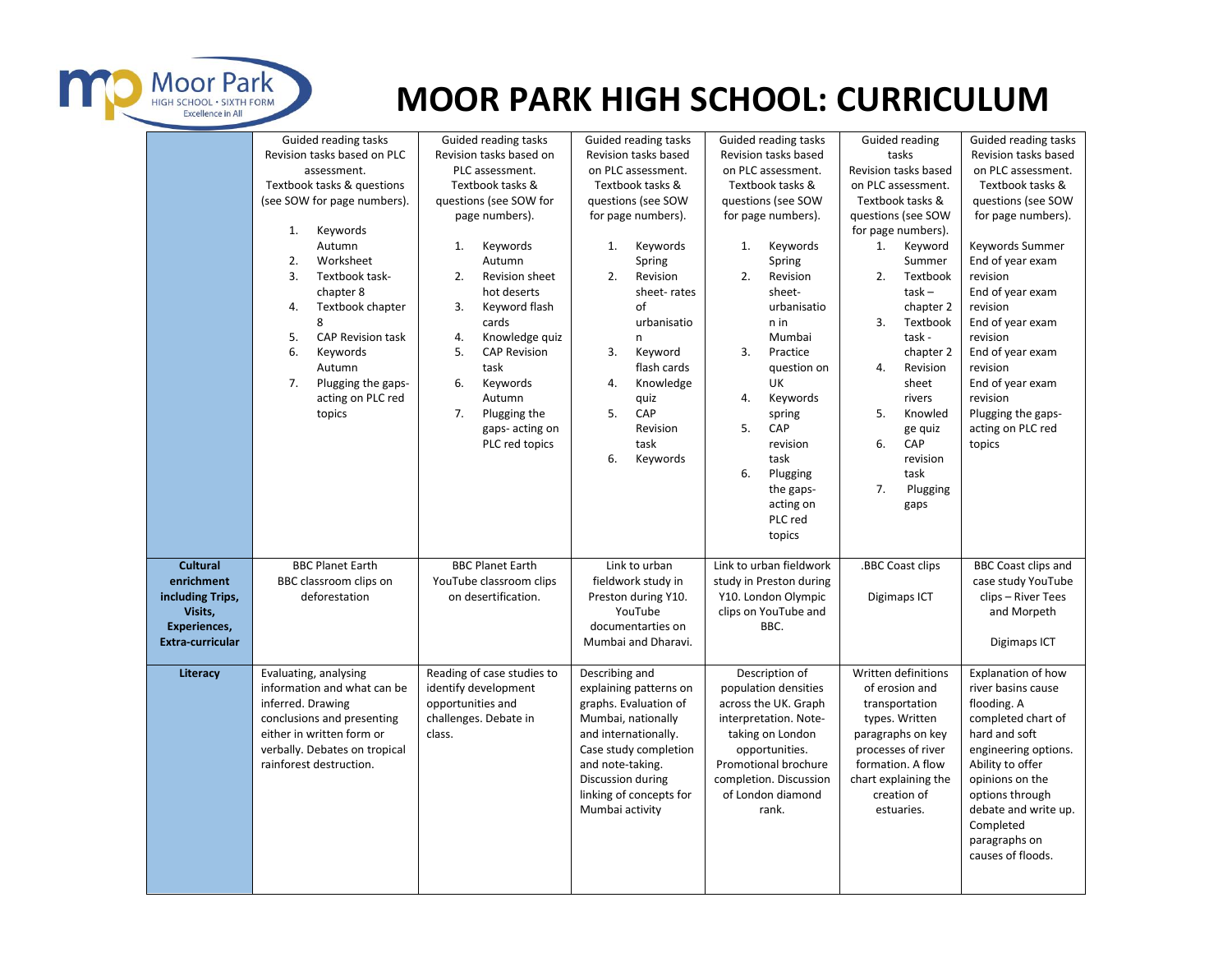# MOOR PARK HIGH SCHOOL: CURRICULUM

| | | | | | | |
|---|---|---|---|---|---|---|
| | Guided reading tasks Revision tasks based on PLC assessment. Textbook tasks & questions (see SOW for page numbers). 1. Keywords Autumn 2. Worksheet 3. Textbook task- chapter 8 4. Textbook chapter 8 5. CAP Revision task 6. Keywords Autumn 7. Plugging the gaps- acting on PLC red topics | Guided reading tasks Revision tasks based on PLC assessment. Textbook tasks & questions (see SOW for page numbers). 1. Keywords Autumn 2. Revision sheet hot deserts 3. Keyword flash cards 4. Knowledge quiz 5. CAP Revision task 6. Keywords Autumn 7. Plugging the gaps- acting on PLC red topics | Guided reading tasks Revision tasks based on PLC assessment. Textbook tasks & questions (see SOW for page numbers). 1. Keywords Spring 2. Revision sheet- rates of urbanisation 3. Keyword flash cards 4. Knowledge quiz 5. CAP Revision task 6. Keywords | Guided reading tasks Revision tasks based on PLC assessment. Textbook tasks & questions (see SOW for page numbers). 1. Keywords Spring 2. Revision sheet- urbanisation in Mumbai 3. Practice question on UK 4. Keywords spring 5. CAP revision task 6. Plugging the gaps- acting on PLC red topics | Guided reading tasks Revision tasks based on PLC assessment. Textbook tasks & questions (see SOW for page numbers). 1. Keyword Summer 2. Textbook task – chapter 2 3. Textbook task - chapter 2 4. Revision sheet rivers 5. Knowledge quiz 6. CAP revision task 7. Plugging gaps | Guided reading tasks Revision tasks based on PLC assessment. Textbook tasks & questions (see SOW for page numbers). Keywords Summer End of year exam revision End of year exam revision End of year exam revision End of year exam revision End of year exam revision Plugging the gaps- acting on PLC red topics |
| **Cultural enrichment including Trips, Visits, Experiences, Extra-curricular** | BBC Planet Earth BBC classroom clips on deforestation | BBC Planet Earth YouTube classroom clips on desertification. | Link to urban fieldwork study in Preston during Y10. YouTube documentaries on Mumbai and Dharavi. | Link to urban fieldwork study in Preston during Y10. London Olympic clips on YouTube and BBC. | .BBC Coast clips<br><br>Digimaps ICT | BBC Coast clips and case study YouTube clips – River Tees and Morpeth<br><br>Digimaps ICT |
| **Literacy** | Evaluating, analysing information and what can be inferred. Drawing conclusions and presenting either in written form or verbally. Debates on tropical rainforest destruction. | Reading of case studies to identify development opportunities and challenges. Debate in class. | Describing and explaining patterns on graphs. Evaluation of Mumbai, nationally and internationally. Case study completion and note-taking. Discussion during linking of concepts for Mumbai activity | Description of population densities across the UK. Graph interpretation. Note-taking on London opportunities. Promotional brochure completion. Discussion of London diamond rank. | Written definitions of erosion and transportation types. Written paragraphs on key processes of river formation. A flow chart explaining the creation of estuaries. | Explanation of how river basins cause flooding. A completed chart of hard and soft engineering options. Ability to offer opinions on the options through debate and write up. Completed paragraphs on causes of floods. |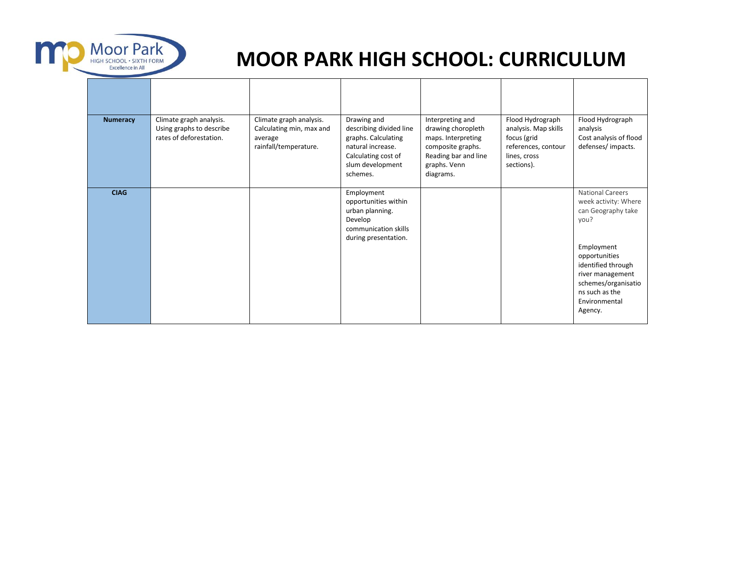# MOOR PARK HIGH SCHOOL: CURRICULUM

| | | | | | | |
|---|---|---|---|---|---|---|
| **Numeracy** | Climate graph analysis. Using graphs to describe rates of deforestation. | Climate graph analysis. Calculating min, max and average rainfall/temperature. | Drawing and describing divided line graphs. Calculating natural increase. Calculating cost of slum development schemes. | Interpreting and drawing choropleth maps. Interpreting composite graphs. Reading bar and line graphs. Venn diagrams. | Flood Hydrograph analysis. Map skills focus (grid references, contour lines, cross sections). | Flood Hydrograph analysis<br>Cost analysis of flood defenses/ impacts. |
| **CIAG** | | | Employment opportunities within urban planning. Develop communication skills during presentation. | | | National Careers week activity: Where can Geography take you?<br><br>Employment opportunities identified through river management schemes/organisations such as the Environmental Agency. |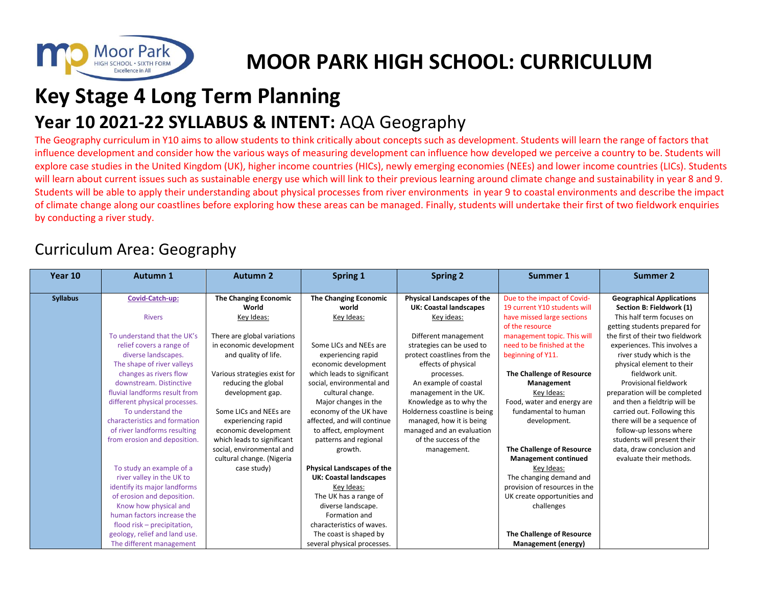# MOOR PARK HIGH SCHOOL: CURRICULUM

# Key Stage 4 Long Term Planning

## Year 10 2021-22 SYLLABUS & INTENT: AQA Geography

The Geography curriculum in Y10 aims to allow students to think critically about concepts such as development. Students will learn the range of factors that influence development and consider how the various ways of measuring development can influence how developed we perceive a country to be. Students will explore case studies in the United Kingdom (UK), higher income countries (HICs), newly emerging economies (NEEs) and lower income countries (LICs). Students will learn about current issues such as sustainable energy use which will link to their previous learning around climate change and sustainability in year 8 and 9. Students will be able to apply their understanding about physical processes from river environments in year 9 to coastal environments and describe the impact of climate change along our coastlines before exploring how these areas can be managed. Finally, students will undertake their first of two fieldwork enquiries by conducting a river study.

## Curriculum Area: Geography

| Year 10 | Autumn 1 | Autumn 2 | Spring 1 | Spring 2 | Summer 1 | Summer 2 |
|---|---|---|---|---|---|---|
| **Syllabus** | **Covid-Catch-up:**<br><br>Rivers<br><br>To understand that the UK's relief covers a range of diverse landscapes.<br>The shape of river valleys changes as rivers flow downstream. Distinctive fluvial landforms result from different physical processes.<br>To understand the characteristics and formation of river landforms resulting from erosion and deposition.<br><br>To study an example of a river valley in the UK to identify its major landforms of erosion and deposition.<br>Know how physical and human factors increase the flood risk – precipitation, geology, relief and land use.<br>The different management | **The Changing Economic World**<br>Key Ideas:<br><br>There are global variations in economic development and quality of life.<br><br>Various strategies exist for reducing the global development gap.<br><br>Some LICs and NEEs are experiencing rapid economic development which leads to significant social, environmental and cultural change. (Nigeria case study) | **The Changing Economic world**<br>Key Ideas:<br><br>Some LICs and NEEs are experiencing rapid economic development which leads to significant social, environmental and cultural change.<br>Major changes in the economy of the UK have affected, and will continue to affect, employment patterns and regional growth.<br><br>**Physical Landscapes of the UK: Coastal landscapes**<br>Key Ideas:<br>The UK has a range of diverse landscape.<br>Formation and characteristics of waves.<br>The coast is shaped by several physical processes. | **Physical Landscapes of the UK: Coastal landscapes**<br>Key ideas:<br><br>Different management strategies can be used to protect coastlines from the effects of physical processes.<br>An example of coastal management in the UK.<br>Knowledge as to why the Holderness coastline is being managed, how it is being managed and an evaluation of the success of the management. | Due to the impact of Covid-19 current Y10 students will have missed large sections of the resource management topic. This will need to be finished at the beginning of Y11.<br><br>**The Challenge of Resource Management**<br>Key Ideas:<br>Food, water and energy are fundamental to human development.<br><br>**The Challenge of Resource Management continued**<br>Key Ideas:<br>The changing demand and provision of resources in the UK create opportunities and challenges<br><br>**The Challenge of Resource Management (energy)** | **Geographical Applications Section B: Fieldwork (1)**<br>This half term focuses on getting students prepared for the first of their two fieldwork experiences. This involves a river study which is the physical element to their fieldwork unit.<br>Provisional fieldwork preparation will be completed and then a fieldtrip will be carried out. Following this there will be a sequence of follow-up lessons where students will present their data, draw conclusion and evaluate their methods. |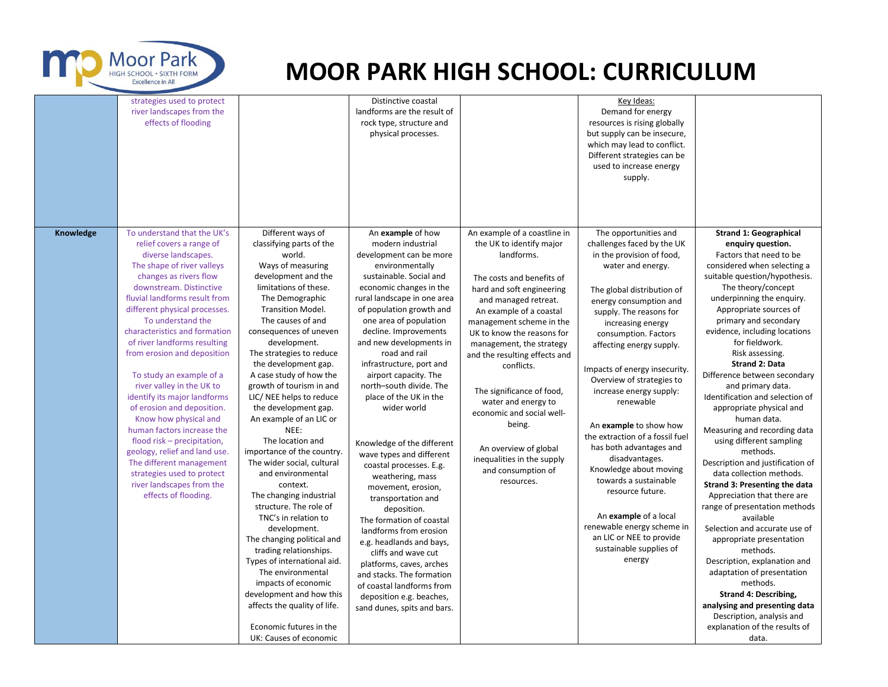# MOOR PARK HIGH SCHOOL: CURRICULUM

| | | | | | | |
|---|---|---|---|---|---|---|
| | strategies used to protect river landscapes from the effects of flooding | | Distinctive coastal landforms are the result of rock type, structure and physical processes. | | Key Ideas: Demand for energy resources is rising globally but supply can be insecure, which may lead to conflict. Different strategies can be used to increase energy supply. | |
| **Knowledge** | To understand that the UK's relief covers a range of diverse landscapes. The shape of river valleys changes as rivers flow downstream. Distinctive fluvial landforms result from different physical processes. To understand the characteristics and formation of river landforms resulting from erosion and deposition<br><br>To study an example of a river valley in the UK to identify its major landforms of erosion and deposition. Know how physical and human factors increase the flood risk – precipitation, geology, relief and land use. The different management strategies used to protect river landscapes from the effects of flooding. | Different ways of classifying parts of the world. Ways of measuring development and the limitations of these. The Demographic Transition Model. The causes of and consequences of uneven development. The strategies to reduce the development gap. A case study of how the growth of tourism in and LIC/ NEE helps to reduce the development gap. An example of an LIC or NEE: The location and importance of the country. The wider social, cultural and environmental context. The changing industrial structure. The role of TNC's in relation to development. The changing political and trading relationships. Types of international aid. The environmental impacts of economic development and how this affects the quality of life.<br><br>Economic futures in the UK: Causes of economic | An **example** of how modern industrial development can be more environmentally sustainable. Social and economic changes in the rural landscape in one area of population growth and one area of population decline. Improvements and new developments in road and rail infrastructure, port and airport capacity. The north–south divide. The place of the UK in the wider world<br><br>Knowledge of the different wave types and different coastal processes. E.g. weathering, mass movement, erosion, transportation and deposition. The formation of coastal landforms from erosion e.g. headlands and bays, cliffs and wave cut platforms, caves, arches and stacks. The formation of coastal landforms from deposition e.g. beaches, sand dunes, spits and bars. | An example of a coastline in the UK to identify major landforms.<br><br>The costs and benefits of hard and soft engineering and managed retreat. An example of a coastal management scheme in the UK to know the reasons for management, the strategy and the resulting effects and conflicts.<br><br>The significance of food, water and energy to economic and social well-being.<br><br>An overview of global inequalities in the supply and consumption of resources. | The opportunities and challenges faced by the UK in the provision of food, water and energy.<br><br>The global distribution of energy consumption and supply. The reasons for increasing energy consumption. Factors affecting energy supply.<br><br>Impacts of energy insecurity. Overview of strategies to increase energy supply: renewable<br><br>An **example** to show how the extraction of a fossil fuel has both advantages and disadvantages. Knowledge about moving towards a sustainable resource future.<br><br>An **example** of a local renewable energy scheme in an LIC or NEE to provide sustainable supplies of energy | **Strand 1: Geographical enquiry question.** Factors that need to be considered when selecting a suitable question/hypothesis. The theory/concept underpinning the enquiry. Appropriate sources of primary and secondary evidence, including locations for fieldwork. Risk assessing. **Strand 2: Data** Difference between secondary and primary data. Identification and selection of appropriate physical and human data. Measuring and recording data using different sampling methods. Description and justification of data collection methods. **Strand 3: Presenting the data** Appreciation that there are range of presentation methods available Selection and accurate use of appropriate presentation methods. Description, explanation and adaptation of presentation methods. **Strand 4: Describing, analysing and presenting data** Description, analysis and explanation of the results of data. |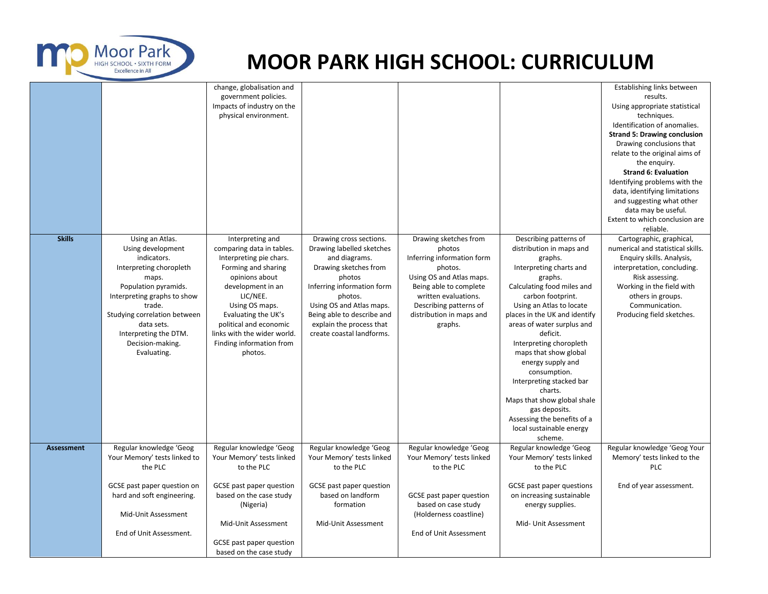# MOOR PARK HIGH SCHOOL: CURRICULUM

| | | | | | | |
|---|---|---|---|---|---|---|
| | | change, globalisation and government policies. Impacts of industry on the physical environment. | | | | Establishing links between results. Using appropriate statistical techniques. Identification of anomalies. **Strand 5: Drawing conclusion** Drawing conclusions that relate to the original aims of the enquiry. **Strand 6: Evaluation** Identifying problems with the data, identifying limitations and suggesting what other data may be useful. Extent to which conclusion are reliable. |
| **Skills** | Using an Atlas. Using development indicators. Interpreting choropleth maps. Population pyramids. Interpreting graphs to show trade. Studying correlation between data sets. Interpreting the DTM. Decision-making. Evaluating. | Interpreting and comparing data in tables. Interpreting pie chars. Forming and sharing opinions about development in an LIC/NEE. Using OS maps. Evaluating the UK's political and economic links with the wider world. Finding information from photos. | Drawing cross sections. Drawing labelled sketches and diagrams. Drawing sketches from photos Inferring information form photos. Using OS and Atlas maps. Being able to describe and explain the process that create coastal landforms. | Drawing sketches from photos Inferring information form photos. Using OS and Atlas maps. Being able to complete written evaluations. Describing patterns of distribution in maps and graphs. | Describing patterns of distribution in maps and graphs. Interpreting charts and graphs. Calculating food miles and carbon footprint. Using an Atlas to locate places in the UK and identify areas of water surplus and deficit. Interpreting choropleth maps that show global energy supply and consumption. Interpreting stacked bar charts. Maps that show global shale gas deposits. Assessing the benefits of a local sustainable energy scheme. | Cartographic, graphical, numerical and statistical skills. Enquiry skills. Analysis, interpretation, concluding. Risk assessing. Working in the field with others in groups. Communication. Producing field sketches. |
| **Assessment** | Regular knowledge 'Geog Your Memory' tests linked to the PLC<br><br>GCSE past paper question on hard and soft engineering.<br><br>Mid-Unit Assessment<br><br>End of Unit Assessment. | Regular knowledge 'Geog Your Memory' tests linked to the PLC<br><br>GCSE past paper question based on the case study (Nigeria)<br><br>Mid-Unit Assessment<br><br>GCSE past paper question based on the case study | Regular knowledge 'Geog Your Memory' tests linked to the PLC<br><br>GCSE past paper question based on landform formation<br><br>Mid-Unit Assessment | Regular knowledge 'Geog Your Memory' tests linked to the PLC<br><br>GCSE past paper question based on case study (Holderness coastline)<br><br>End of Unit Assessment | Regular knowledge 'Geog Your Memory' tests linked to the PLC<br><br>GCSE past paper questions on increasing sustainable energy supplies.<br><br>Mid- Unit Assessment | Regular knowledge 'Geog Your Memory' tests linked to the PLC<br><br>End of year assessment. |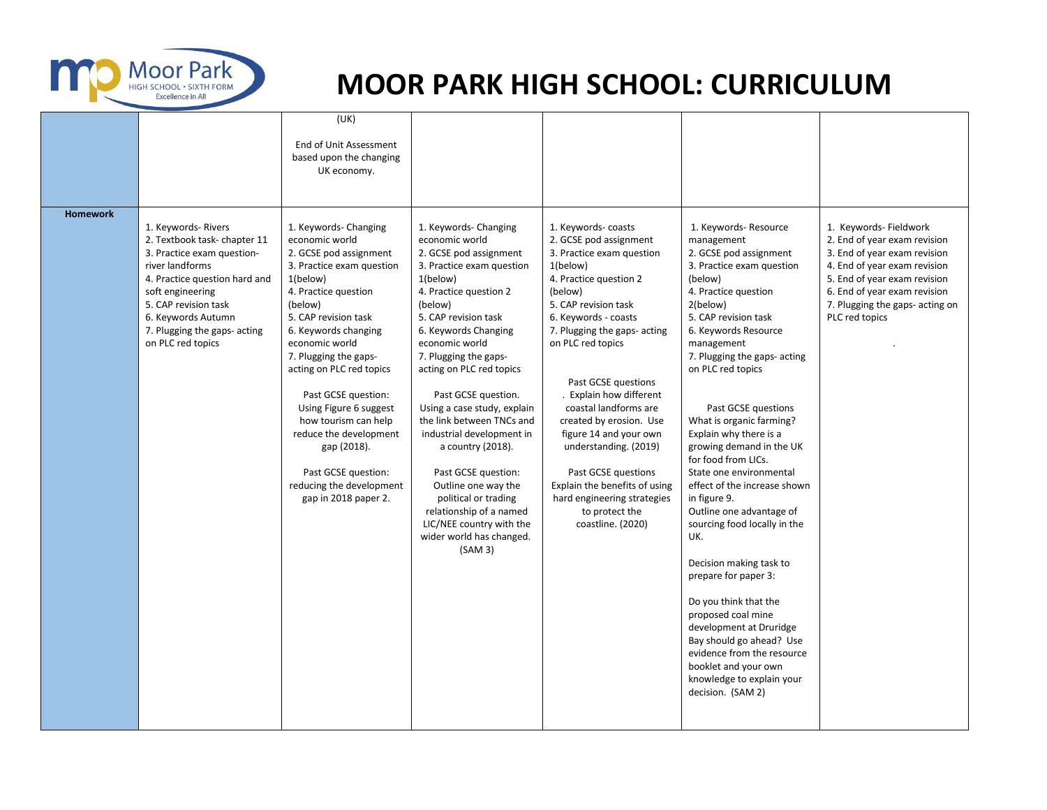# MOOR PARK HIGH SCHOOL: CURRICULUM

| | | | | | | |
|---|---|---|---|---|---|---|
| | | (UK)<br><br>End of Unit Assessment based upon the changing UK economy. | | | | |
| **Homework** | 1. Keywords- Rivers<br>2. Textbook task- chapter 11<br>3. Practice exam question- river landforms<br>4. Practice question hard and soft engineering<br>5. CAP revision task<br>6. Keywords Autumn<br>7. Plugging the gaps- acting on PLC red topics | 1. Keywords- Changing economic world<br>2. GCSE pod assignment<br>3. Practice exam question 1(below)<br>4. Practice question (below)<br>5. CAP revision task<br>6. Keywords changing economic world<br>7. Plugging the gaps- acting on PLC red topics<br><br>Past GCSE question: Using Figure 6 suggest how tourism can help reduce the development gap (2018).<br><br>Past GCSE question: reducing the development gap in 2018 paper 2. | 1. Keywords- Changing economic world<br>2. GCSE pod assignment<br>3. Practice exam question 1(below)<br>4. Practice question 2 (below)<br>5. CAP revision task<br>6. Keywords Changing economic world<br>7. Plugging the gaps- acting on PLC red topics<br><br>Past GCSE question. Using a case study, explain the link between TNCs and industrial development in a country (2018).<br><br>Past GCSE question: Outline one way the political or trading relationship of a named LIC/NEE country with the wider world has changed. (SAM 3) | 1. Keywords- coasts<br>2. GCSE pod assignment<br>3. Practice exam question 1(below)<br>4. Practice question 2 (below)<br>5. CAP revision task<br>6. Keywords - coasts<br>7. Plugging the gaps- acting on PLC red topics<br><br>Past GCSE questions<br>. Explain how different coastal landforms are created by erosion. Use figure 14 and your own understanding. (2019)<br><br>Past GCSE questions<br>Explain the benefits of using hard engineering strategies to protect the coastline. (2020) | 1. Keywords- Resource management<br>2. GCSE pod assignment<br>3. Practice exam question (below)<br>4. Practice question 2(below)<br>5. CAP revision task<br>6. Keywords Resource management<br>7. Plugging the gaps- acting on PLC red topics<br><br>Past GCSE questions<br>What is organic farming?<br>Explain why there is a growing demand in the UK for food from LICs.<br>State one environmental effect of the increase shown in figure 9.<br>Outline one advantage of sourcing food locally in the UK.<br><br>Decision making task to prepare for paper 3:<br><br>Do you think that the proposed coal mine development at Druridge Bay should go ahead? Use evidence from the resource booklet and your own knowledge to explain your decision. (SAM 2) | 1. Keywords- Fieldwork<br>2. End of year exam revision<br>3. End of year exam revision<br>4. End of year exam revision<br>5. End of year exam revision<br>6. End of year exam revision<br>7. Plugging the gaps- acting on PLC red topics<br><br>. |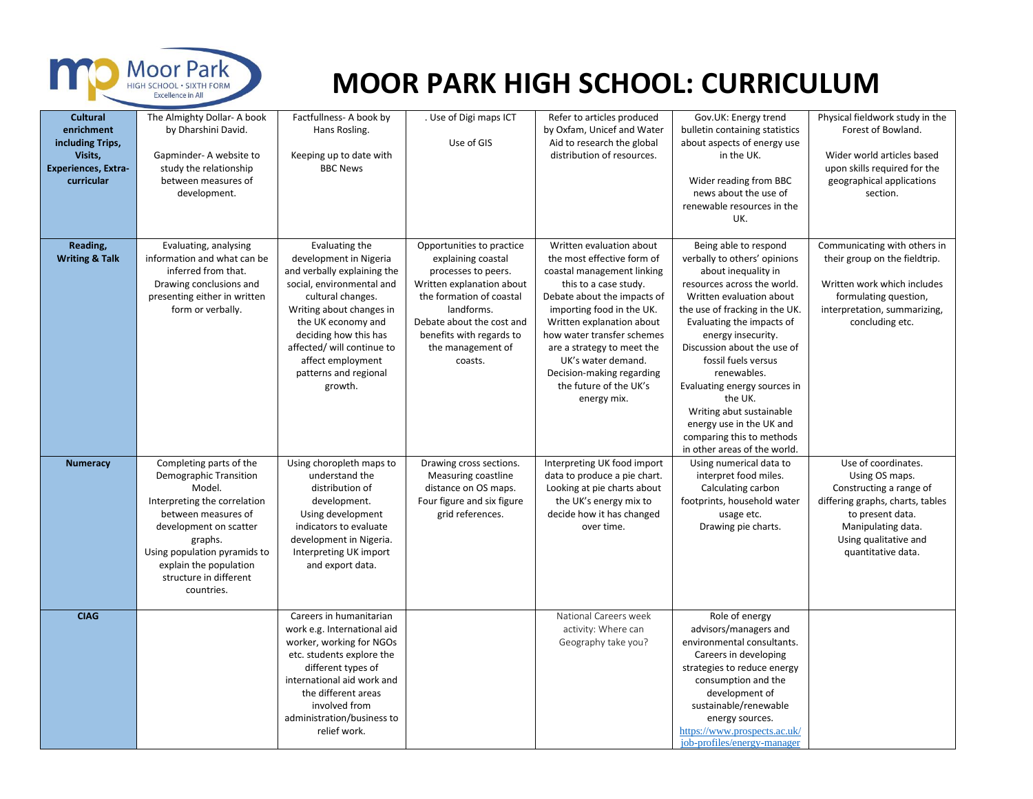# MOOR PARK HIGH SCHOOL: CURRICULUM

| **Cultural enrichment including Trips, Visits, Experiences, Extra-curricular** | The Almighty Dollar- A book by Dharshini David.<br><br>Gapminder- A website to study the relationship between measures of development. | Factfullness- A book by Hans Rosling.<br><br>Keeping up to date with BBC News | . Use of Digi maps ICT<br><br>Use of GIS | Refer to articles produced by Oxfam, Unicef and Water Aid to research the global distribution of resources. | Gov.UK: Energy trend bulletin containing statistics about aspects of energy use in the UK.<br><br>Wider reading from BBC news about the use of renewable resources in the UK. | Physical fieldwork study in the Forest of Bowland.<br><br>Wider world articles based upon skills required for the geographical applications section. |
|---|---|---|---|---|---|---|
| **Reading, Writing & Talk** | Evaluating, analysing information and what can be inferred from that. Drawing conclusions and presenting either in written form or verbally. | Evaluating the development in Nigeria and verbally explaining the social, environmental and cultural changes. Writing about changes in the UK economy and deciding how this has affected/ will continue to affect employment patterns and regional growth. | Opportunities to practice explaining coastal processes to peers. Written explanation about the formation of coastal landforms. Debate about the cost and benefits with regards to the management of coasts. | Written evaluation about the most effective form of coastal management linking this to a case study. Debate about the impacts of importing food in the UK. Written explanation about how water transfer schemes are a strategy to meet the UK's water demand. Decision-making regarding the future of the UK's energy mix. | Being able to respond verbally to others' opinions about inequality in resources across the world. Written evaluation about the use of fracking in the UK. Evaluating the impacts of energy insecurity. Discussion about the use of fossil fuels versus renewables. Evaluating energy sources in the UK. Writing abut sustainable energy use in the UK and comparing this to methods in other areas of the world. | Communicating with others in their group on the fieldtrip.<br><br>Written work which includes formulating question, interpretation, summarizing, concluding etc. |
| **Numeracy** | Completing parts of the Demographic Transition Model. Interpreting the correlation between measures of development on scatter graphs. Using population pyramids to explain the population structure in different countries. | Using choropleth maps to understand the distribution of development. Using development indicators to evaluate development in Nigeria. Interpreting UK import and export data. | Drawing cross sections. Measuring coastline distance on OS maps. Four figure and six figure grid references. | Interpreting UK food import data to produce a pie chart. Looking at pie charts about the UK's energy mix to decide how it has changed over time. | Using numerical data to interpret food miles. Calculating carbon footprints, household water usage etc. Drawing pie charts. | Use of coordinates. Using OS maps. Constructing a range of differing graphs, charts, tables to present data. Manipulating data. Using qualitative and quantitative data. |
| **CIAG** | | Careers in humanitarian work e.g. International aid worker, working for NGOs etc. students explore the different types of international aid work and the different areas involved from administration/business to relief work. | | National Careers week activity: Where can Geography take you? | Role of energy advisors/managers and environmental consultants. Careers in developing strategies to reduce energy consumption and the development of sustainable/renewable energy sources. https://www.prospects.ac.uk/job-profiles/energy-manager | |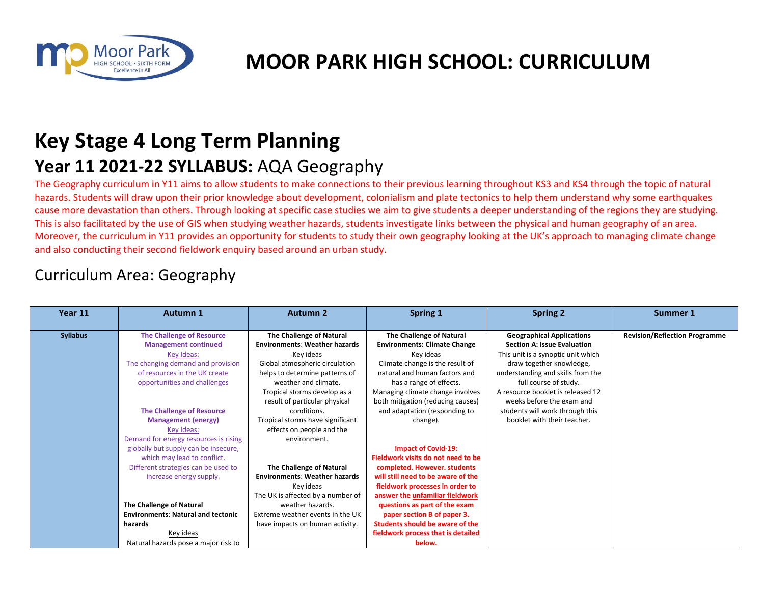# MOOR PARK HIGH SCHOOL: CURRICULUM

# Key Stage 4 Long Term Planning

## Year 11 2021-22 SYLLABUS: AQA Geography

The Geography curriculum in Y11 aims to allow students to make connections to their previous learning throughout KS3 and KS4 through the topic of natural hazards. Students will draw upon their prior knowledge about development, colonialism and plate tectonics to help them understand why some earthquakes cause more devastation than others. Through looking at specific case studies we aim to give students a deeper understanding of the regions they are studying. This is also facilitated by the use of GIS when studying weather hazards, students investigate links between the physical and human geography of an area. Moreover, the curriculum in Y11 provides an opportunity for students to study their own geography looking at the UK's approach to managing climate change and also conducting their second fieldwork enquiry based around an urban study.

## Curriculum Area: Geography

| Year 11 | Autumn 1 | Autumn 2 | Spring 1 | Spring 2 | Summer 1 |
|---|---|---|---|---|---|
| **Syllabus** | **The Challenge of Resource Management continued**<br>Key Ideas:<br>The changing demand and provision of resources in the UK create opportunities and challenges<br><br>**The Challenge of Resource Management (energy)**<br>Key Ideas:<br>Demand for energy resources is rising globally but supply can be insecure, which may lead to conflict.<br>Different strategies can be used to increase energy supply.<br><br>**The Challenge of Natural Environments: Natural and tectonic hazards**<br>Key ideas<br>Natural hazards pose a major risk to | **The Challenge of Natural Environments: Weather hazards**<br>Key ideas<br>Global atmospheric circulation helps to determine patterns of weather and climate.<br>Tropical storms develop as a result of particular physical conditions.<br>Tropical storms have significant effects on people and the environment.<br><br>**The Challenge of Natural Environments: Weather hazards**<br>Key ideas<br>The UK is affected by a number of weather hazards.<br>Extreme weather events in the UK have impacts on human activity. | **The Challenge of Natural Environments: Climate Change**<br>Key ideas<br>Climate change is the result of natural and human factors and has a range of effects.<br>Managing climate change involves both mitigation (reducing causes) and adaptation (responding to change).<br><br>**Impact of Covid-19:**<br>**Fieldwork visits do not need to be completed. However. students will still need to be aware of the fieldwork processes in order to answer the unfamiliar fieldwork questions as part of the exam paper section B of paper 3. Students should be aware of the fieldwork process that is detailed below.** | **Geographical Applications Section A: Issue Evaluation**<br>This unit is a synoptic unit which draw together knowledge, understanding and skills from the full course of study.<br>A resource booklet is released 12 weeks before the exam and students will work through this booklet with their teacher. | **Revision/Reflection Programme** |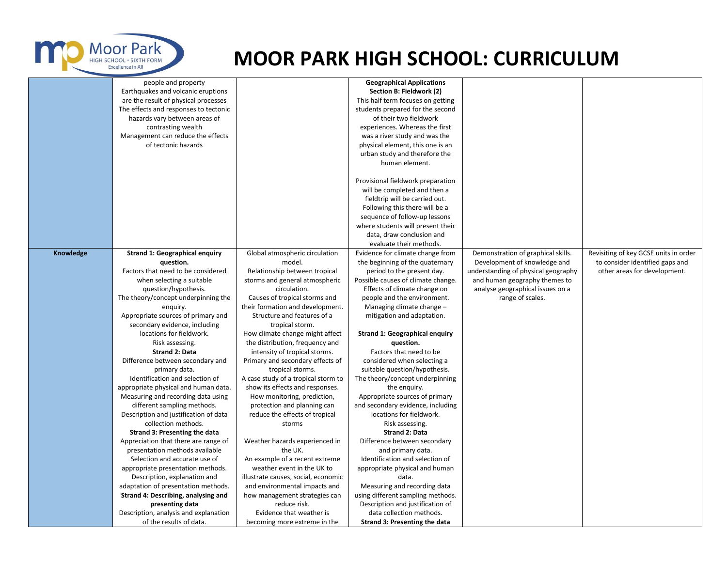# MOOR PARK HIGH SCHOOL: CURRICULUM

| | | | | | |
|---|---|---|---|---|---|
| | people and property<br>Earthquakes and volcanic eruptions are the result of physical processes<br>The effects and responses to tectonic hazards vary between areas of contrasting wealth<br>Management can reduce the effects of tectonic hazards | | **Geographical Applications Section B: Fieldwork (2)**<br>This half term focuses on getting students prepared for the second of their two fieldwork experiences. Whereas the first was a river study and was the physical element, this one is an urban study and therefore the human element.<br><br>Provisional fieldwork preparation will be completed and then a fieldtrip will be carried out. Following this there will be a sequence of follow-up lessons where students will present their data, draw conclusion and evaluate their methods. | | |
| **Knowledge** | **Strand 1: Geographical enquiry question.**<br>Factors that need to be considered when selecting a suitable question/hypothesis.<br>The theory/concept underpinning the enquiry.<br>Appropriate sources of primary and secondary evidence, including locations for fieldwork.<br>Risk assessing.<br>**Strand 2: Data**<br>Difference between secondary and primary data.<br>Identification and selection of appropriate physical and human data.<br>Measuring and recording data using different sampling methods.<br>Description and justification of data collection methods.<br>**Strand 3: Presenting the data**<br>Appreciation that there are range of presentation methods available<br>Selection and accurate use of appropriate presentation methods.<br>Description, explanation and adaptation of presentation methods.<br>**Strand 4: Describing, analysing and presenting data**<br>Description, analysis and explanation of the results of data. | Global atmospheric circulation model.<br>Relationship between tropical storms and general atmospheric circulation.<br>Causes of tropical storms and their formation and development.<br>Structure and features of a tropical storm.<br>How climate change might affect the distribution, frequency and intensity of tropical storms.<br>Primary and secondary effects of tropical storms.<br>A case study of a tropical storm to show its effects and responses.<br>How monitoring, prediction, protection and planning can reduce the effects of tropical storms<br><br>Weather hazards experienced in the UK.<br>An example of a recent extreme weather event in the UK to illustrate causes, social, economic and environmental impacts and how management strategies can reduce risk.<br>Evidence that weather is becoming more extreme in the | Evidence for climate change from the beginning of the quaternary period to the present day.<br>Possible causes of climate change.<br>Effects of climate change on people and the environment.<br>Managing climate change – mitigation and adaptation.<br><br>**Strand 1: Geographical enquiry question.**<br>Factors that need to be considered when selecting a suitable question/hypothesis.<br>The theory/concept underpinning the enquiry.<br>Appropriate sources of primary and secondary evidence, including locations for fieldwork.<br>Risk assessing.<br>**Strand 2: Data**<br>Difference between secondary and primary data.<br>Identification and selection of appropriate physical and human data.<br>Measuring and recording data using different sampling methods.<br>Description and justification of data collection methods.<br>**Strand 3: Presenting the data** | Demonstration of graphical skills.<br>Development of knowledge and understanding of physical geography and human geography themes to analyse geographical issues on a range of scales. | Revisiting of key GCSE units in order to consider identified gaps and other areas for development. |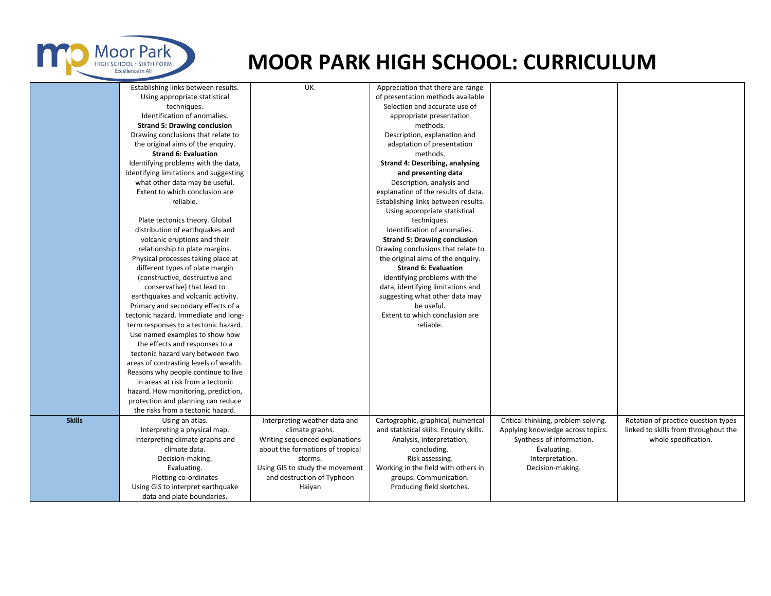# MOOR PARK HIGH SCHOOL: CURRICULUM

| | | | | | |
|---|---|---|---|---|---|
| | Establishing links between results. Using appropriate statistical techniques. Identification of anomalies. **Strand 5: Drawing conclusion** Drawing conclusions that relate to the original aims of the enquiry. **Strand 6: Evaluation** Identifying problems with the data, identifying limitations and suggesting what other data may be useful. Extent to which conclusion are reliable. <br><br> Plate tectonics theory. Global distribution of earthquakes and volcanic eruptions and their relationship to plate margins. Physical processes taking place at different types of plate margin (constructive, destructive and conservative) that lead to earthquakes and volcanic activity. Primary and secondary effects of a tectonic hazard. Immediate and long-term responses to a tectonic hazard. Use named examples to show how the effects and responses to a tectonic hazard vary between two areas of contrasting levels of wealth. Reasons why people continue to live in areas at risk from a tectonic hazard. How monitoring, prediction, protection and planning can reduce the risks from a tectonic hazard. | UK. | Appreciation that there are range of presentation methods available Selection and accurate use of appropriate presentation methods. Description, explanation and adaptation of presentation methods. **Strand 4: Describing, analysing and presenting data** Description, analysis and explanation of the results of data. Establishing links between results. Using appropriate statistical techniques. Identification of anomalies. **Strand 5: Drawing conclusion** Drawing conclusions that relate to the original aims of the enquiry. **Strand 6: Evaluation** Identifying problems with the data, identifying limitations and suggesting what other data may be useful. Extent to which conclusion are reliable. | | |
| **Skills** | Using an atlas. Interpreting a physical map. Interpreting climate graphs and climate data. Decision-making. Evaluating. Plotting co-ordinates Using GIS to interpret earthquake data and plate boundaries. | Interpreting weather data and climate graphs. Writing sequenced explanations about the formations of tropical storms. Using GIS to study the movement and destruction of Typhoon Haiyan | Cartographic, graphical, numerical and statistical skills. Enquiry skills. Analysis, interpretation, concluding. Risk assessing. Working in the field with others in groups. Communication. Producing field sketches. | Critical thinking, problem solving. Applying knowledge across topics. Synthesis of information. Evaluating. Interpretation. Decision-making. | Rotation of practice question types linked to skills from throughout the whole specification. |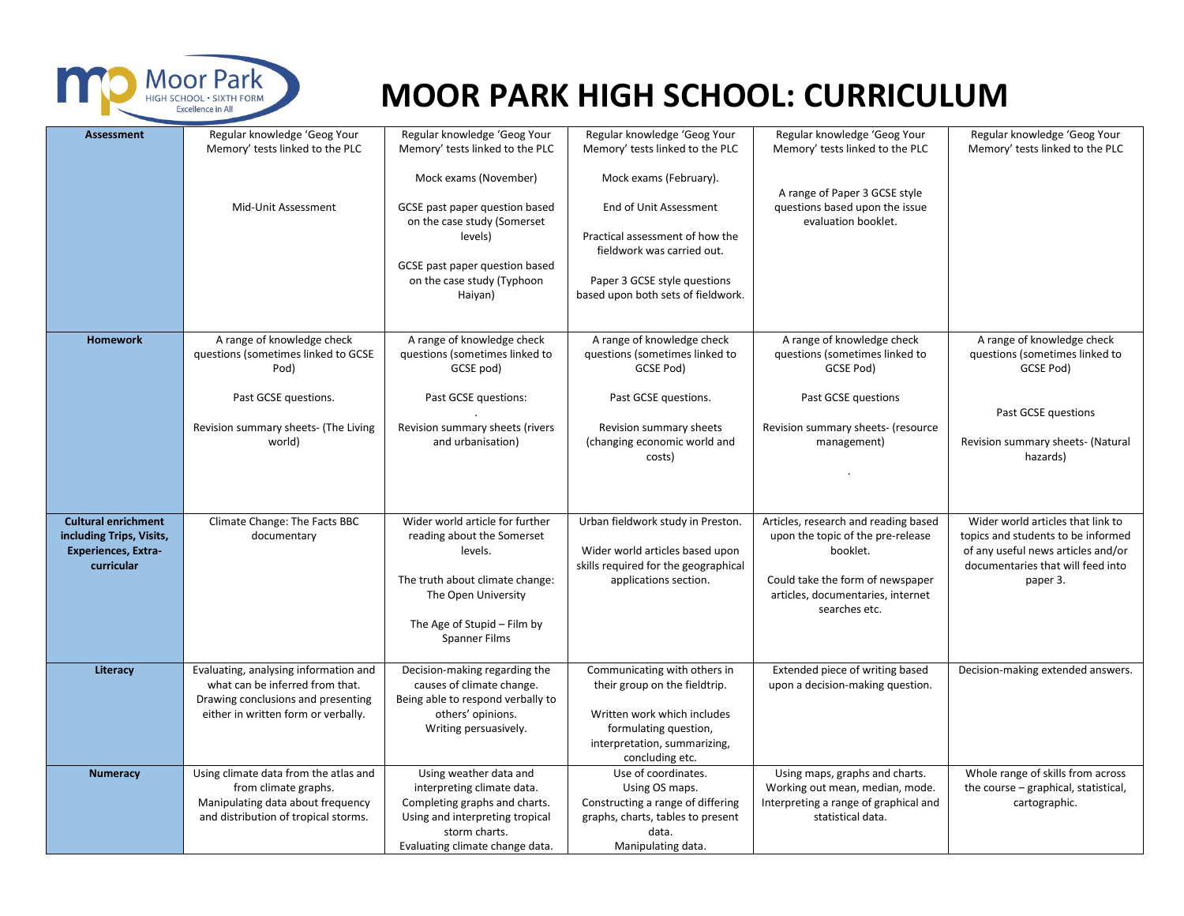# MOOR PARK HIGH SCHOOL: CURRICULUM

| | | | | | |
|---|---|---|---|---|---|
| **Assessment** | Regular knowledge 'Geog Your Memory' tests linked to the PLC<br><br>Mid-Unit Assessment | Regular knowledge 'Geog Your Memory' tests linked to the PLC<br><br>Mock exams (November)<br><br>GCSE past paper question based on the case study (Somerset levels)<br><br>GCSE past paper question based on the case study (Typhoon Haiyan) | Regular knowledge 'Geog Your Memory' tests linked to the PLC<br><br>Mock exams (February).<br><br>End of Unit Assessment<br><br>Practical assessment of how the fieldwork was carried out.<br><br>Paper 3 GCSE style questions based upon both sets of fieldwork. | Regular knowledge 'Geog Your Memory' tests linked to the PLC<br><br>A range of Paper 3 GCSE style questions based upon the issue evaluation booklet. | Regular knowledge 'Geog Your Memory' tests linked to the PLC |
| **Homework** | A range of knowledge check questions (sometimes linked to GCSE Pod)<br><br>Past GCSE questions.<br><br>Revision summary sheets- (The Living world) | A range of knowledge check questions (sometimes linked to GCSE pod)<br><br>Past GCSE questions:<br>.<br>Revision summary sheets (rivers and urbanisation) | A range of knowledge check questions (sometimes linked to GCSE Pod)<br><br>Past GCSE questions.<br><br>Revision summary sheets (changing economic world and costs) | A range of knowledge check questions (sometimes linked to GCSE Pod)<br><br>Past GCSE questions<br><br>Revision summary sheets- (resource management)<br><br>. | A range of knowledge check questions (sometimes linked to GCSE Pod)<br><br>Past GCSE questions<br><br>Revision summary sheets- (Natural hazards) |
| **Cultural enrichment including Trips, Visits, Experiences, Extra-curricular** | Climate Change: The Facts BBC documentary | Wider world article for further reading about the Somerset levels.<br><br>The truth about climate change: The Open University<br><br>The Age of Stupid – Film by Spanner Films | Urban fieldwork study in Preston.<br><br>Wider world articles based upon skills required for the geographical applications section. | Articles, research and reading based upon the topic of the pre-release booklet.<br><br>Could take the form of newspaper articles, documentaries, internet searches etc. | Wider world articles that link to topics and students to be informed of any useful news articles and/or documentaries that will feed into paper 3. |
| **Literacy** | Evaluating, analysing information and what can be inferred from that. Drawing conclusions and presenting either in written form or verbally. | Decision-making regarding the causes of climate change.<br>Being able to respond verbally to others' opinions.<br>Writing persuasively. | Communicating with others in their group on the fieldtrip.<br><br>Written work which includes formulating question, interpretation, summarizing, concluding etc. | Extended piece of writing based upon a decision-making question. | Decision-making extended answers. |
| **Numeracy** | Using climate data from the atlas and from climate graphs.<br>Manipulating data about frequency and distribution of tropical storms. | Using weather data and interpreting climate data.<br>Completing graphs and charts.<br>Using and interpreting tropical storm charts.<br>Evaluating climate change data. | Use of coordinates.<br>Using OS maps.<br>Constructing a range of differing graphs, charts, tables to present data.<br>Manipulating data. | Using maps, graphs and charts.<br>Working out mean, median, mode.<br>Interpreting a range of graphical and statistical data. | Whole range of skills from across the course – graphical, statistical, cartographic. |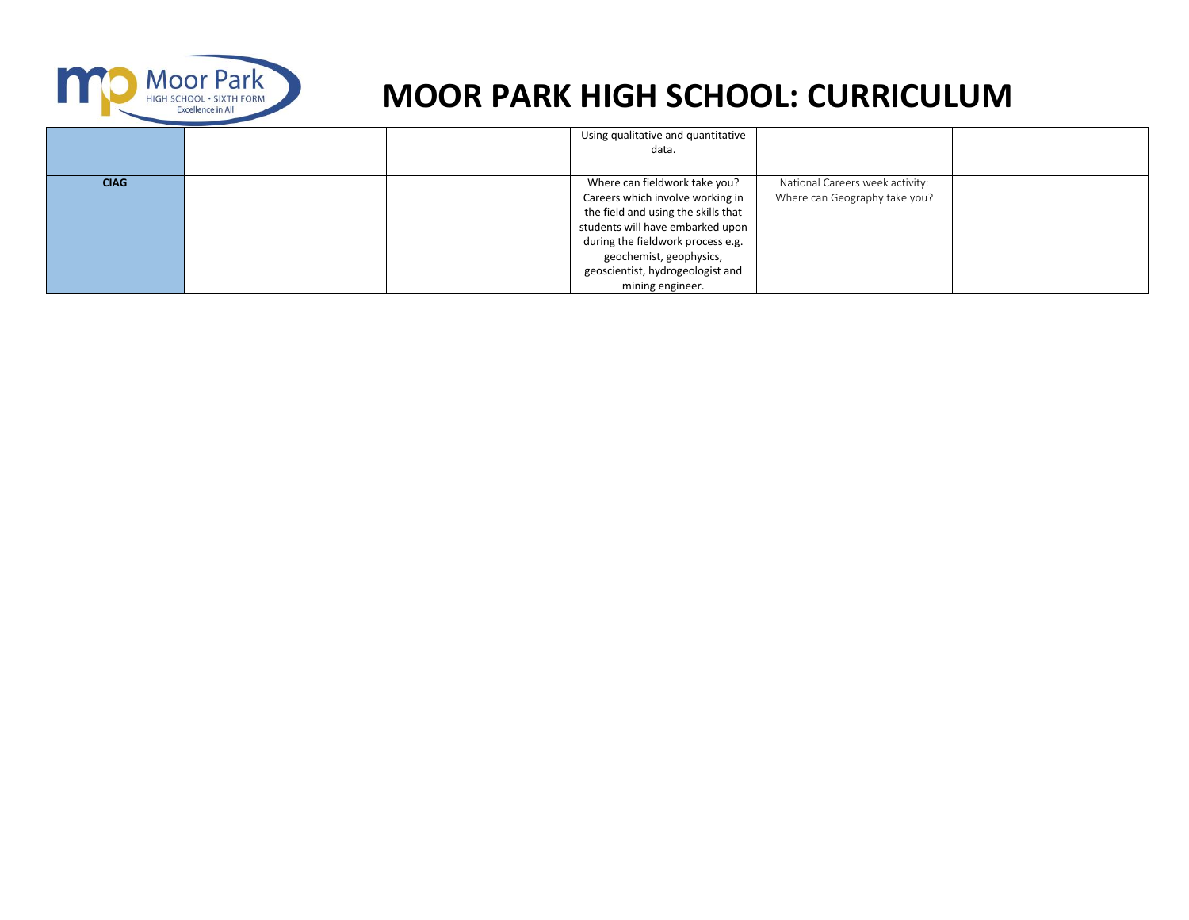# MOOR PARK HIGH SCHOOL: CURRICULUM

| | | | | | |
|---|---|---|---|---|---|
| | | | Using qualitative and quantitative data. | | |
| **CIAG** | | | Where can fieldwork take you? Careers which involve working in the field and using the skills that students will have embarked upon during the fieldwork process e.g. geochemist, geophysics, geoscientist, hydrogeologist and mining engineer. | National Careers week activity: Where can Geography take you? | |